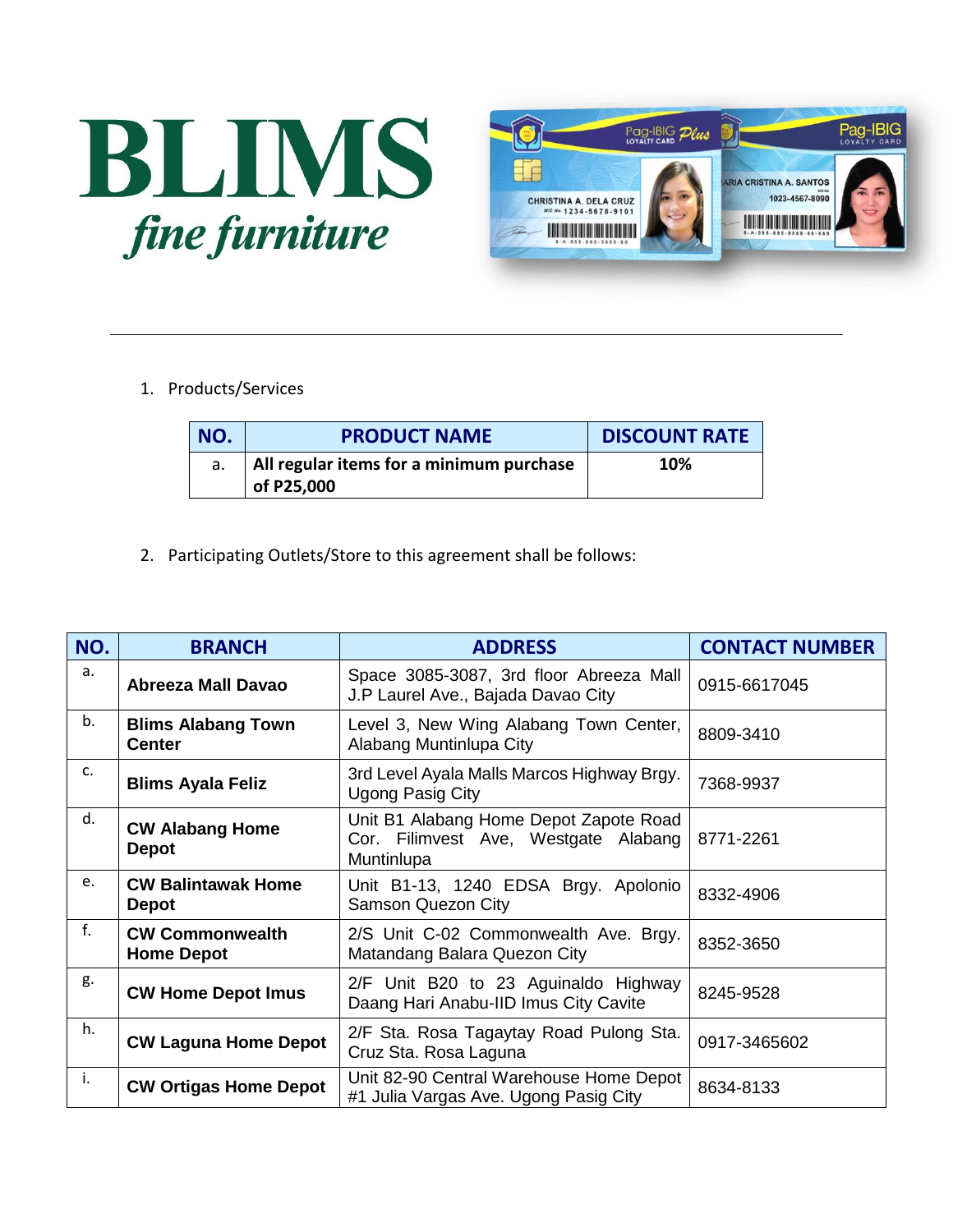# BLIMS

*fine furniture*

1. Products/Services

| NO. | PRODUCT NAME | DISCOUNT RATE |
|---|---|---|
| a. | **All regular items for a minimum purchase of P25,000** | **10%** |

2. Participating Outlets/Store to this agreement shall be follows:

| NO. | BRANCH | ADDRESS | CONTACT NUMBER |
|---|---|---|---|
| a. | **Abreeza Mall Davao** | Space 3085-3087, 3rd floor Abreeza Mall J.P Laurel Ave., Bajada Davao City | 0915-6617045 |
| b. | **Blims Alabang Town Center** | Level 3, New Wing Alabang Town Center, Alabang Muntinlupa City | 8809-3410 |
| c. | **Blims Ayala Feliz** | 3rd Level Ayala Malls Marcos Highway Brgy. Ugong Pasig City | 7368-9937 |
| d. | **CW Alabang Home Depot** | Unit B1 Alabang Home Depot Zapote Road Cor. Filimvest Ave, Westgate Alabang Muntinlupa | 8771-2261 |
| e. | **CW Balintawak Home Depot** | Unit B1-13, 1240 EDSA Brgy. Apolonio Samson Quezon City | 8332-4906 |
| f. | **CW Commonwealth Home Depot** | 2/S Unit C-02 Commonwealth Ave. Brgy. Matandang Balara Quezon City | 8352-3650 |
| g. | **CW Home Depot Imus** | 2/F Unit B20 to 23 Aguinaldo Highway Daang Hari Anabu-IID Imus City Cavite | 8245-9528 |
| h. | **CW Laguna Home Depot** | 2/F Sta. Rosa Tagaytay Road Pulong Sta. Cruz Sta. Rosa Laguna | 0917-3465602 |
| i. | **CW Ortigas Home Depot** | Unit 82-90 Central Warehouse Home Depot #1 Julia Vargas Ave. Ugong Pasig City | 8634-8133 |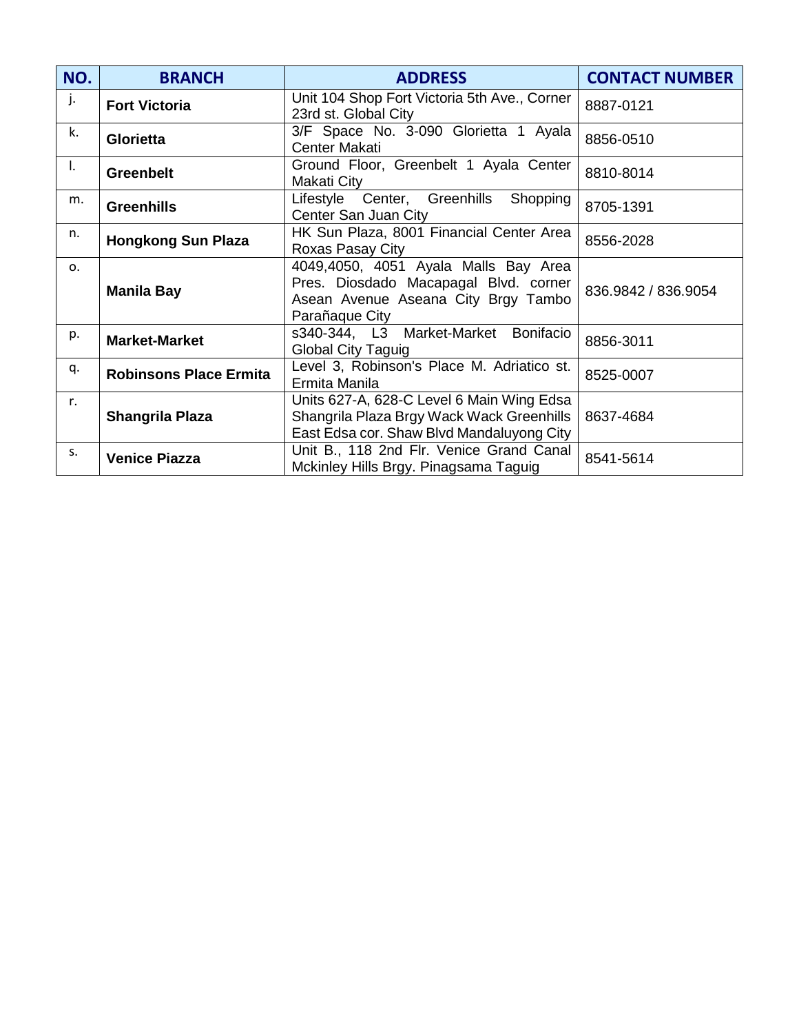| NO. | BRANCH | ADDRESS | CONTACT NUMBER |
|---|---|---|---|
| j. | **Fort Victoria** | Unit 104 Shop Fort Victoria 5th Ave., Corner 23rd st. Global City | 8887-0121 |
| k. | **Glorietta** | 3/F Space No. 3-090 Glorietta 1 Ayala Center Makati | 8856-0510 |
| l. | **Greenbelt** | Ground Floor, Greenbelt 1 Ayala Center Makati City | 8810-8014 |
| m. | **Greenhills** | Lifestyle Center, Greenhills Shopping Center San Juan City | 8705-1391 |
| n. | **Hongkong Sun Plaza** | HK Sun Plaza, 8001 Financial Center Area Roxas Pasay City | 8556-2028 |
| o. | **Manila Bay** | 4049,4050, 4051 Ayala Malls Bay Area Pres. Diosdado Macapagal Blvd. corner Asean Avenue Aseana City Brgy Tambo Parañaque City | 836.9842 / 836.9054 |
| p. | **Market-Market** | s340-344, L3 Market-Market Bonifacio Global City Taguig | 8856-3011 |
| q. | **Robinsons Place Ermita** | Level 3, Robinson's Place M. Adriatico st. Ermita Manila | 8525-0007 |
| r. | **Shangrila Plaza** | Units 627-A, 628-C Level 6 Main Wing Edsa Shangrila Plaza Brgy Wack Wack Greenhills East Edsa cor. Shaw Blvd Mandaluyong City | 8637-4684 |
| s. | **Venice Piazza** | Unit B., 118 2nd Flr. Venice Grand Canal Mckinley Hills Brgy. Pinagsama Taguig | 8541-5614 |